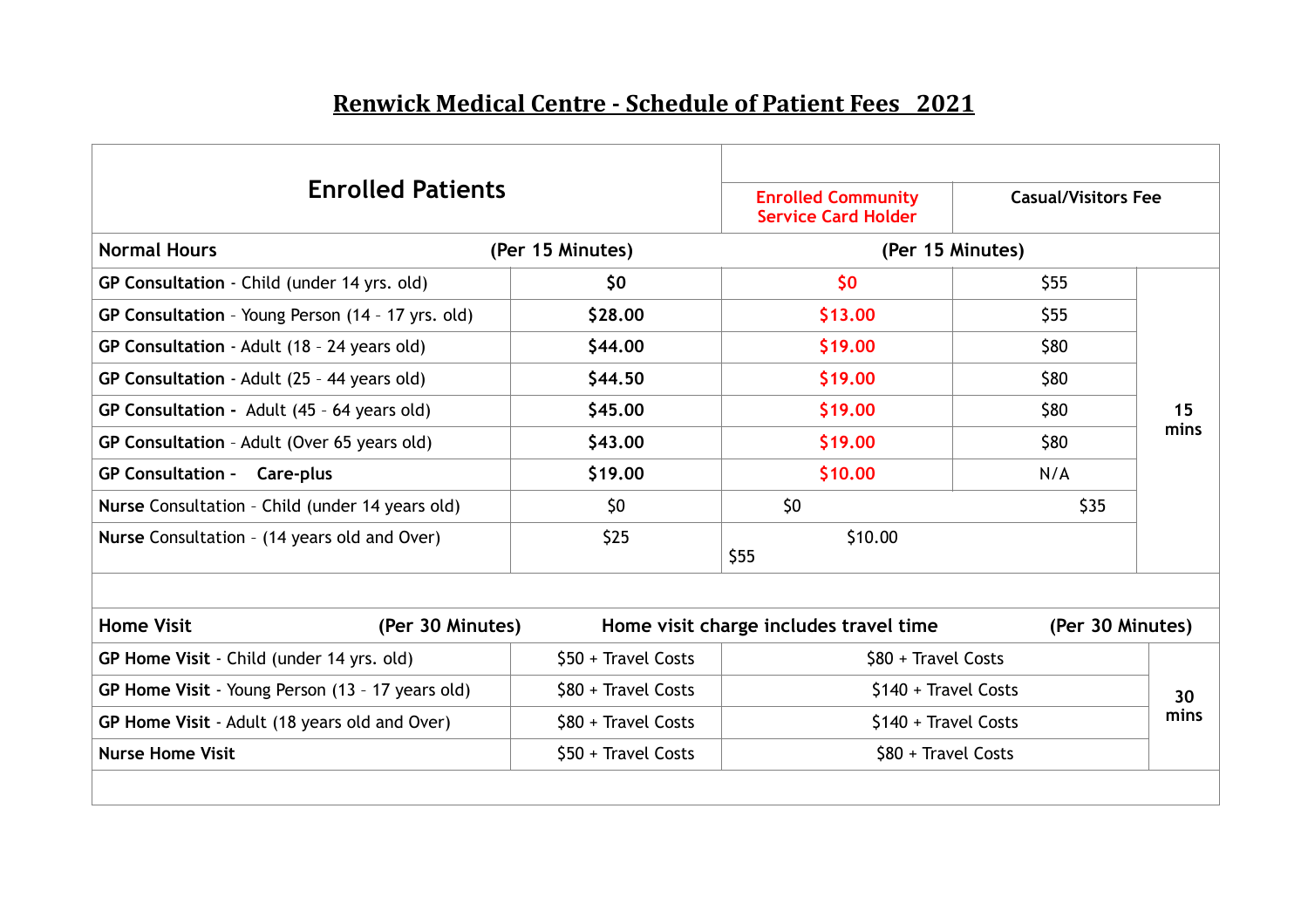# Renwick Medical Centre - Schedule of Patient Fees 2021

| Enrolled Patients | | Enrolled Community Service Card Holder | Casual/Visitors Fee | |
|---|---|---|---|---|
| **Normal Hours** | **(Per 15 Minutes)** | **(Per 15 Minutes)** | | |
| **GP Consultation** - Child (under 14 yrs. old) | **$0** | **$0** | $55 | **15 mins** |
| **GP Consultation** - Young Person (14 – 17 yrs. old) | **$28.00** | **$13.00** | $55 | |
| **GP Consultation** - Adult (18 – 24 years old) | **$44.00** | **$19.00** | $80 | |
| **GP Consultation** - Adult (25 – 44 years old) | **$44.50** | **$19.00** | $80 | |
| **GP Consultation** - Adult (45 – 64 years old) | **$45.00** | **$19.00** | $80 | |
| **GP Consultation** - Adult (Over 65 years old) | **$43.00** | **$19.00** | $80 | |
| **GP Consultation - Care-plus** | **$19.00** | **$10.00** | N/A | |
| **Nurse** Consultation – Child (under 14 years old) | $0 | $0 | $35 | |
| **Nurse** Consultation – (14 years old and Over) | $25 | $10.00 $55 | | |
| | | | | |
| **Home Visit (Per 30 Minutes)** | | **Home visit charge includes travel time** | **(Per 30 Minutes)** | |
| **GP Home Visit** - Child (under 14 yrs. old) | $50 + Travel Costs | $80 + Travel Costs | | **30 mins** |
| **GP Home Visit** - Young Person (13 – 17 years old) | $80 + Travel Costs | $140 + Travel Costs | | |
| **GP Home Visit** - Adult (18 years old and Over) | $80 + Travel Costs | $140 + Travel Costs | | |
| **Nurse Home Visit** | $50 + Travel Costs | $80 + Travel Costs | | |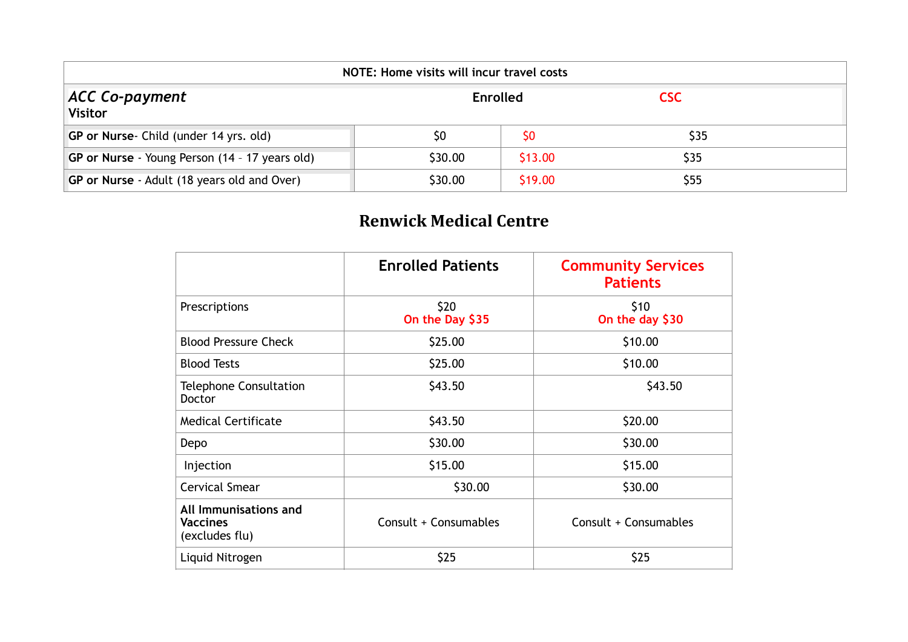| NOTE: Home visits will incur travel costs | | | |
|---|---|---|---|
| ***ACC Co-payment*** **Visitor** | **Enrolled** | **CSC** | |
| **GP or Nurse**- Child (under 14 yrs. old) | $0 | $0 | $35 |
| **GP or Nurse** - Young Person (14 – 17 years old) | $30.00 | $13.00 | $35 |
| **GP or Nurse** - Adult (18 years old and Over) | $30.00 | $19.00 | $55 |

## Renwick Medical Centre

| | **Enrolled Patients** | **Community Services Patients** |
|---|---|---|
| Prescriptions | $20 On the Day $35 | $10 On the day $30 |
| Blood Pressure Check | $25.00 | $10.00 |
| Blood Tests | $25.00 | $10.00 |
| Telephone Consultation Doctor | $43.50 | $43.50 |
| Medical Certificate | $43.50 | $20.00 |
| Depo | $30.00 | $30.00 |
| Injection | $15.00 | $15.00 |
| Cervical Smear | $30.00 | $30.00 |
| **All Immunisations and Vaccines** (excludes flu) | Consult + Consumables | Consult + Consumables |
| Liquid Nitrogen | $25 | $25 |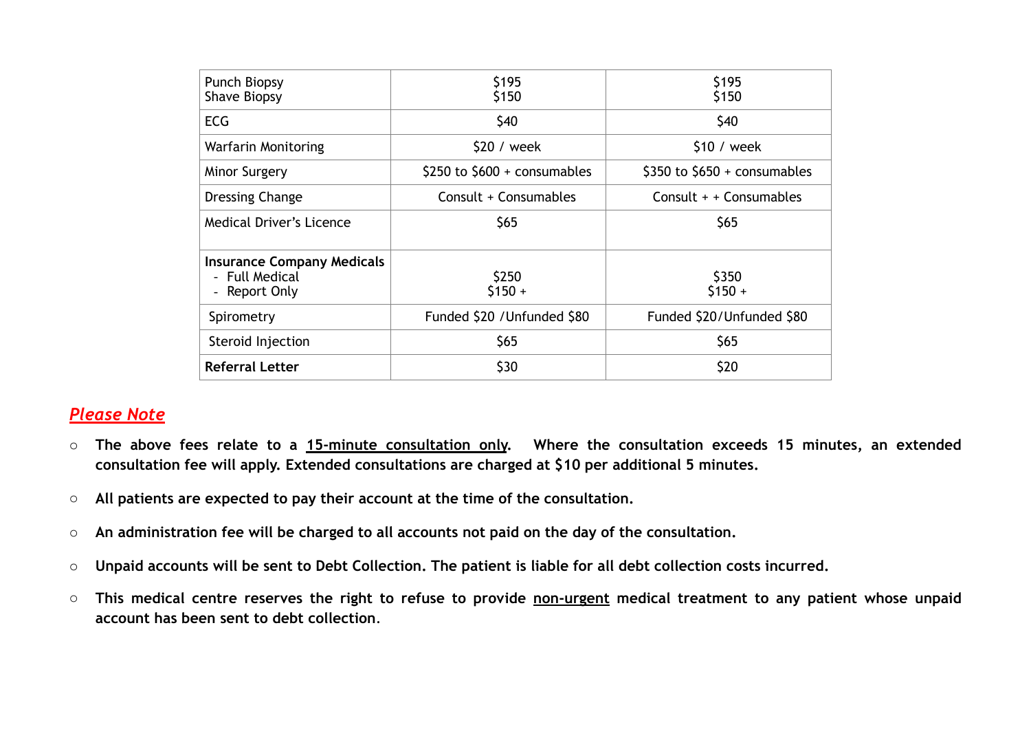| | | |
|---|---|---|
| Punch Biopsy<br>Shave Biopsy | $195<br>$150 | $195<br>$150 |
| ECG | $40 | $40 |
| Warfarin Monitoring | $20 / week | $10 / week |
| Minor Surgery | $250 to $600 + consumables | $350 to $650 + consumables |
| Dressing Change | Consult + Consumables | Consult + + Consumables |
| Medical Driver's Licence | $65 | $65 |
| **Insurance Company Medicals**<br>- Full Medical<br>- Report Only | $250<br>$150 + | $350<br>$150 + |
| Spirometry | Funded $20 /Unfunded $80 | Funded $20/Unfunded $80 |
| Steroid Injection | $65 | $65 |
| **Referral Letter** | $30 | $20 |

## ***Please Note***

- **The above fees relate to a 15-minute consultation only. Where the consultation exceeds 15 minutes, an extended consultation fee will apply. Extended consultations are charged at $10 per additional 5 minutes.**
- **All patients are expected to pay their account at the time of the consultation.**
- **An administration fee will be charged to all accounts not paid on the day of the consultation.**
- **Unpaid accounts will be sent to Debt Collection. The patient is liable for all debt collection costs incurred.**
- **This medical centre reserves the right to refuse to provide non-urgent medical treatment to any patient whose unpaid account has been sent to debt collection.**